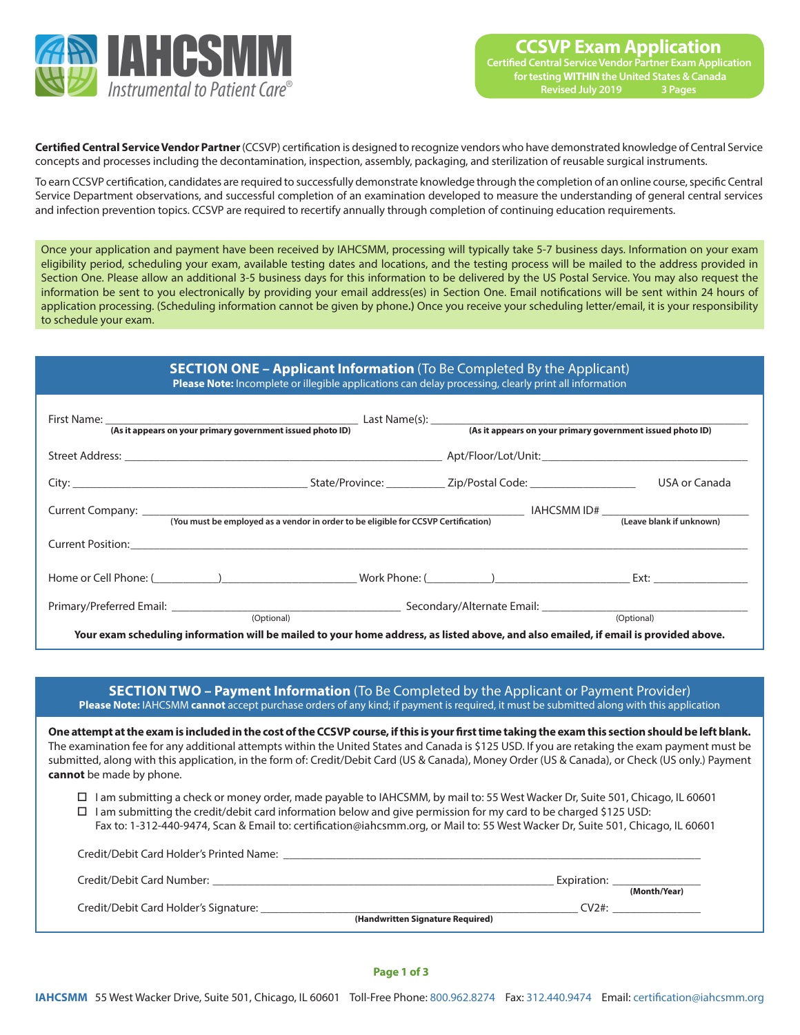# IAHCSMM

*Instrumental to Patient Care®*

## CCSVP Exam Application

Certified Central Service Vendor Partner Exam Application for testing **WITHIN** the United States & Canada
Revised July 2019 3 Pages

**Certified Central Service Vendor Partner** (CCSVP) certification is designed to recognize vendors who have demonstrated knowledge of Central Service concepts and processes including the decontamination, inspection, assembly, packaging, and sterilization of reusable surgical instruments.

To earn CCSVP certification, candidates are required to successfully demonstrate knowledge through the completion of an online course, specific Central Service Department observations, and successful completion of an examination developed to measure the understanding of general central services and infection prevention topics. CCSVP are required to recertify annually through completion of continuing education requirements.

Once your application and payment have been received by IAHCSMM, processing will typically take 5-7 business days. Information on your exam eligibility period, scheduling your exam, available testing dates and locations, and the testing process will be mailed to the address provided in Section One. Please allow an additional 3-5 business days for this information to be delivered by the US Postal Service. You may also request the information be sent to you electronically by providing your email address(es) in Section One. Email notifications will be sent within 24 hours of application processing. (Scheduling information cannot be given by phone.**)** Once you receive your scheduling letter/email, it is your responsibility to schedule your exam.

## SECTION ONE – Applicant Information (To Be Completed By the Applicant)

**Please Note:** Incomplete or illegible applications can delay processing, clearly print all information

First Name: ______________________________ Last Name(s): ______________________________
**(As it appears on your primary government issued photo ID)** **(As it appears on your primary government issued photo ID)**

Street Address: ______________________________ Apt/Floor/Lot/Unit: ______________________________

City: ______________________ State/Province: __________ Zip/Postal Code: __________ USA or Canada

Current Company: ______________________________ IAHCSMM ID# ______________
**(You must be employed as a vendor in order to be eligible for CCSVP Certification)** **(Leave blank if unknown)**

Current Position: ____________________________________________________________

Home or Cell Phone: (_______)______________ Work Phone: (_______)______________ Ext: __________

Primary/Preferred Email: ______________________ Secondary/Alternate Email: ______________________
(Optional) (Optional)

**Your exam scheduling information will be mailed to your home address, as listed above, and also emailed, if email is provided above.**

## SECTION TWO – Payment Information (To Be Completed by the Applicant or Payment Provider)

**Please Note:** IAHCSMM **cannot** accept purchase orders of any kind; if payment is required, it must be submitted along with this application

**One attempt at the exam is included in the cost of the CCSVP course, if this is your first time taking the exam this section should be left blank.** The examination fee for any additional attempts within the United States and Canada is $125 USD. If you are retaking the exam payment must be submitted, along with this application, in the form of: Credit/Debit Card (US & Canada), Money Order (US & Canada), or Check (US only.) Payment **cannot** be made by phone.

- ☐ I am submitting a check or money order, made payable to IAHCSMM, by mail to: 55 West Wacker Dr, Suite 501, Chicago, IL 60601
- ☐ I am submitting the credit/debit card information below and give permission for my card to be charged $125 USD:
  Fax to: 1-312-440-9474, Scan & Email to: certification@iahcsmm.org, or Mail to: 55 West Wacker Dr, Suite 501, Chicago, IL 60601

Credit/Debit Card Holder's Printed Name: ____________________________________________

Credit/Debit Card Number: ______________________________ Expiration: __________
**(Month/Year)**

Credit/Debit Card Holder's Signature: ______________________________ CV2#: __________
**(Handwritten Signature Required)**

**IAHCSMM** 55 West Wacker Drive, Suite 501, Chicago, IL 60601 Toll-Free Phone: 800.962.8274 Fax: 312.440.9474 Email: certification@iahcsmm.org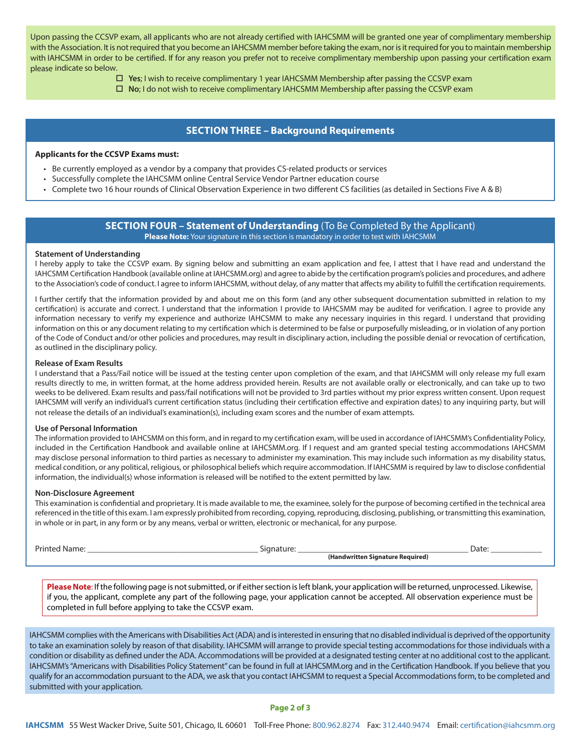Upon passing the CCSVP exam, all applicants who are not already certified with IAHCSMM will be granted one year of complimentary membership with the Association. It is not required that you become an IAHCSMM member before taking the exam, nor is it required for you to maintain membership with IAHCSMM in order to be certified. If for any reason you prefer not to receive complimentary membership upon passing your certification exam please indicate so below.

- ☐ **Yes**; I wish to receive complimentary 1 year IAHCSMM Membership after passing the CCSVP exam
- ☐ **No**; I do not wish to receive complimentary IAHCSMM Membership after passing the CCSVP exam

## SECTION THREE – Background Requirements

**Applicants for the CCSVP Exams must:**

- Be currently employed as a vendor by a company that provides CS-related products or services
- Successfully complete the IAHCSMM online Central Service Vendor Partner education course
- Complete two 16 hour rounds of Clinical Observation Experience in two different CS facilities (as detailed in Sections Five A & B)

## SECTION FOUR – Statement of Understanding (To Be Completed By the Applicant)

**Please Note:** Your signature in this section is mandatory in order to test with IAHCSMM

### Statement of Understanding

I hereby apply to take the CCSVP exam. By signing below and submitting an exam application and fee, I attest that I have read and understand the IAHCSMM Certification Handbook (available online at IAHCSMM.org) and agree to abide by the certification program's policies and procedures, and adhere to the Association's code of conduct. I agree to inform IAHCSMM, without delay, of any matter that affects my ability to fulfill the certification requirements.

I further certify that the information provided by and about me on this form (and any other subsequent documentation submitted in relation to my certification) is accurate and correct. I understand that the information I provide to IAHCSMM may be audited for verification. I agree to provide any information necessary to verify my experience and authorize IAHCSMM to make any necessary inquiries in this regard. I understand that providing information on this or any document relating to my certification which is determined to be false or purposefully misleading, or in violation of any portion of the Code of Conduct and/or other policies and procedures, may result in disciplinary action, including the possible denial or revocation of certification, as outlined in the disciplinary policy.

### Release of Exam Results

I understand that a Pass/Fail notice will be issued at the testing center upon completion of the exam, and that IAHCSMM will only release my full exam results directly to me, in written format, at the home address provided herein. Results are not available orally or electronically, and can take up to two weeks to be delivered. Exam results and pass/fail notifications will not be provided to 3rd parties without my prior express written consent. Upon request IAHCSMM will verify an individual's current certification status (including their certification effective and expiration dates) to any inquiring party, but will not release the details of an individual's examination(s), including exam scores and the number of exam attempts.

### Use of Personal Information

The information provided to IAHCSMM on this form, and in regard to my certification exam, will be used in accordance of IAHCSMM's Confidentiality Policy, included in the Certification Handbook and available online at IAHCSMM.org. If I request and am granted special testing accommodations IAHCSMM may disclose personal information to third parties as necessary to administer my examination. This may include such information as my disability status, medical condition, or any political, religious, or philosophical beliefs which require accommodation. If IAHCSMM is required by law to disclose confidential information, the individual(s) whose information is released will be notified to the extent permitted by law.

### Non-Disclosure Agreement

This examination is confidential and proprietary. It is made available to me, the examinee, solely for the purpose of becoming certified in the technical area referenced in the title of this exam. I am expressly prohibited from recording, copying, reproducing, disclosing, publishing, or transmitting this examination, in whole or in part, in any form or by any means, verbal or written, electronic or mechanical, for any purpose.

Printed Name: ______________________ Signature: ______________________ Date: ____________

**(Handwritten Signature Required)**

**Please Note**: If the following page is not submitted, or if either section is left blank, your application will be returned, unprocessed. Likewise, if you, the applicant, complete any part of the following page, your application cannot be accepted. All observation experience must be completed in full before applying to take the CCSVP exam.

IAHCSMM complies with the Americans with Disabilities Act (ADA) and is interested in ensuring that no disabled individual is deprived of the opportunity to take an examination solely by reason of that disability. IAHCSMM will arrange to provide special testing accommodations for those individuals with a condition or disability as defined under the ADA. Accommodations will be provided at a designated testing center at no additional cost to the applicant. IAHCSMM's "Americans with Disabilities Policy Statement" can be found in full at IAHCSMM.org and in the Certification Handbook. If you believe that you qualify for an accommodation pursuant to the ADA, we ask that you contact IAHCSMM to request a Special Accommodations form, to be completed and submitted with your application.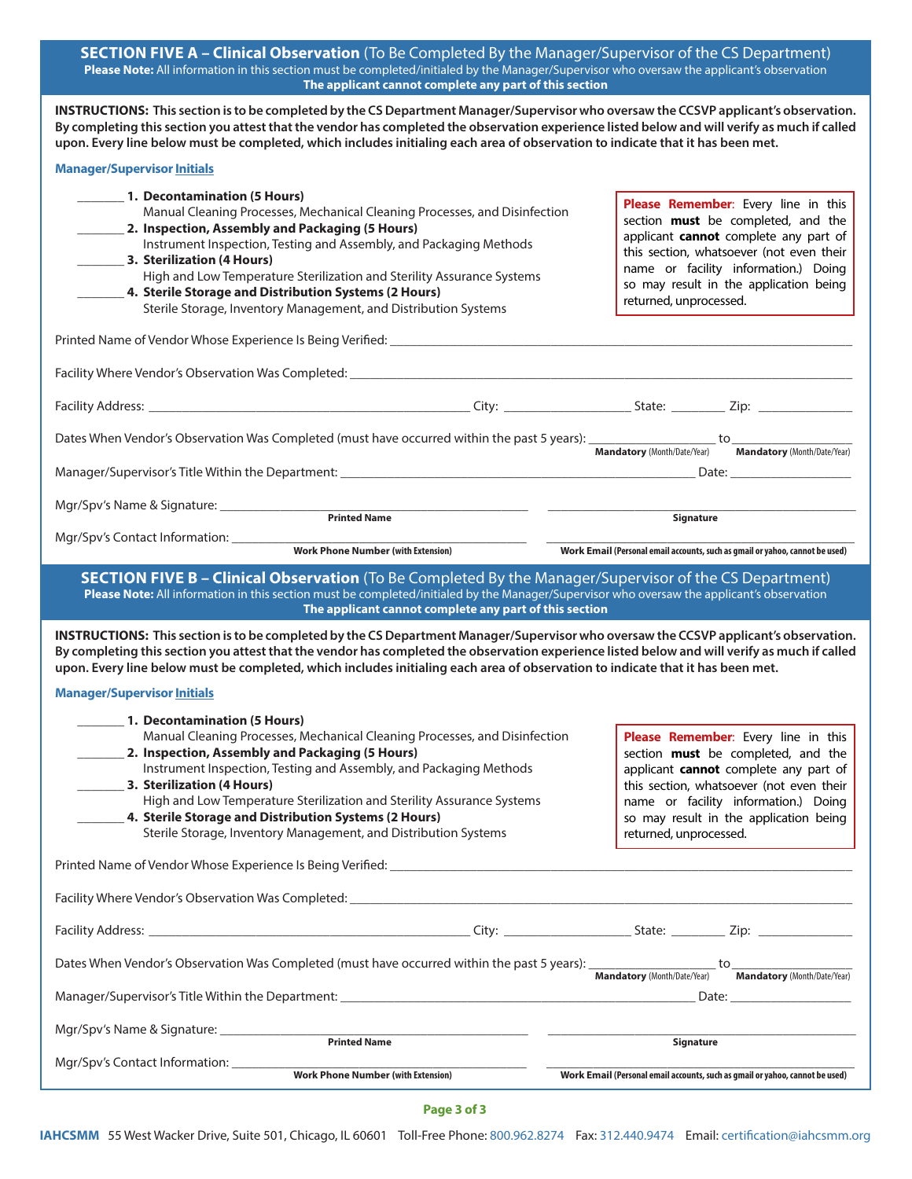## SECTION FIVE A – Clinical Observation (To Be Completed By the Manager/Supervisor of the CS Department)

**Please Note:** All information in this section must be completed/initialed by the Manager/Supervisor who oversaw the applicant's observation

**The applicant cannot complete any part of this section**

**INSTRUCTIONS: This section is to be completed by the CS Department Manager/Supervisor who oversaw the CCSVP applicant's observation. By completing this section you attest that the vendor has completed the observation experience listed below and will verify as much if called upon. Every line below must be completed, which includes initialing each area of observation to indicate that it has been met.**

**Manager/Supervisor Initials**

_______ **1. Decontamination (5 Hours)**
Manual Cleaning Processes, Mechanical Cleaning Processes, and Disinfection

_______ **2. Inspection, Assembly and Packaging (5 Hours)**
Instrument Inspection, Testing and Assembly, and Packaging Methods

_______ **3. Sterilization (4 Hours)**
High and Low Temperature Sterilization and Sterility Assurance Systems

_______ **4. Sterile Storage and Distribution Systems (2 Hours)**
Sterile Storage, Inventory Management, and Distribution Systems

**Please Remember**: Every line in this section **must** be completed, and the applicant **cannot** complete any part of this section, whatsoever (not even their name or facility information.) Doing so may result in the application being returned, unprocessed.

Printed Name of Vendor Whose Experience Is Being Verified: ____________________

Facility Where Vendor's Observation Was Completed: ____________________

Facility Address: ____________________ City: __________ State: ________ Zip: __________

Dates When Vendor's Observation Was Completed (must have occurred within the past 5 years): __________ to __________
**Mandatory** (Month/Date/Year) **Mandatory** (Month/Date/Year)

Manager/Supervisor's Title Within the Department: ____________________ Date: __________

Mgr/Spv's Name & Signature: ____________________ ____________________
**Printed Name** **Signature**

Mgr/Spv's Contact Information: ____________________ ____________________
**Work Phone Number (with Extension)** **Work Email (Personal email accounts, such as gmail or yahoo, cannot be used)**

## SECTION FIVE B – Clinical Observation (To Be Completed By the Manager/Supervisor of the CS Department)

**Please Note:** All information in this section must be completed/initialed by the Manager/Supervisor who oversaw the applicant's observation

**The applicant cannot complete any part of this section**

**INSTRUCTIONS: This section is to be completed by the CS Department Manager/Supervisor who oversaw the CCSVP applicant's observation. By completing this section you attest that the vendor has completed the observation experience listed below and will verify as much if called upon. Every line below must be completed, which includes initialing each area of observation to indicate that it has been met.**

**Manager/Supervisor Initials**

_______ **1. Decontamination (5 Hours)**
Manual Cleaning Processes, Mechanical Cleaning Processes, and Disinfection

_______ **2. Inspection, Assembly and Packaging (5 Hours)**
Instrument Inspection, Testing and Assembly, and Packaging Methods

_______ **3. Sterilization (4 Hours)**
High and Low Temperature Sterilization and Sterility Assurance Systems

_______ **4. Sterile Storage and Distribution Systems (2 Hours)**
Sterile Storage, Inventory Management, and Distribution Systems

**Please Remember**: Every line in this section **must** be completed, and the applicant **cannot** complete any part of this section, whatsoever (not even their name or facility information.) Doing so may result in the application being returned, unprocessed.

Printed Name of Vendor Whose Experience Is Being Verified: ____________________

Facility Where Vendor's Observation Was Completed: ____________________

Facility Address: ____________________ City: __________ State: ________ Zip: __________

Dates When Vendor's Observation Was Completed (must have occurred within the past 5 years): __________ to __________
**Mandatory** (Month/Date/Year) **Mandatory** (Month/Date/Year)

Manager/Supervisor's Title Within the Department: ____________________ Date: __________

Mgr/Spv's Name & Signature: ____________________ ____________________
**Printed Name** **Signature**

Mgr/Spv's Contact Information: ____________________ ____________________
**Work Phone Number (with Extension)** **Work Email (Personal email accounts, such as gmail or yahoo, cannot be used)**

**IAHCSMM** 55 West Wacker Drive, Suite 501, Chicago, IL 60601 Toll-Free Phone: 800.962.8274 Fax: 312.440.9474 Email: certification@iahcsmm.org